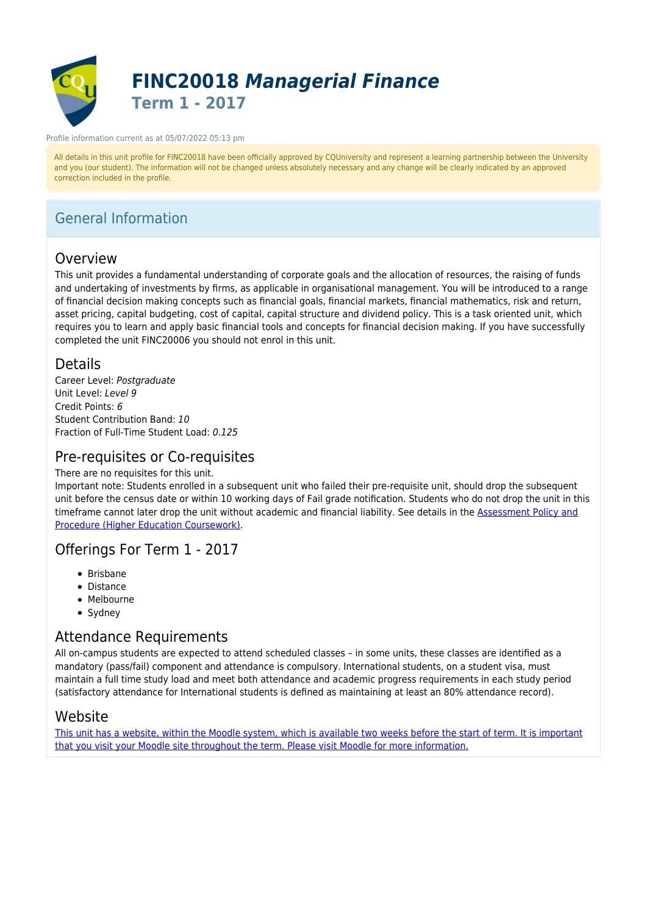# FINC20018 *Managerial Finance*

## Term 1 - 2017

Profile information current as at 05/07/2022 05:13 pm

All details in this unit profile for FINC20018 have been officially approved by CQUniversity and represent a learning partnership between the University and you (our student). The information will not be changed unless absolutely necessary and any change will be clearly indicated by an approved correction included in the profile.

## General Information

### Overview

This unit provides a fundamental understanding of corporate goals and the allocation of resources, the raising of funds and undertaking of investments by firms, as applicable in organisational management. You will be introduced to a range of financial decision making concepts such as financial goals, financial markets, financial mathematics, risk and return, asset pricing, capital budgeting, cost of capital, capital structure and dividend policy. This is a task oriented unit, which requires you to learn and apply basic financial tools and concepts for financial decision making. If you have successfully completed the unit FINC20006 you should not enrol in this unit.

### Details

Career Level: *Postgraduate*
Unit Level: *Level 9*
Credit Points: *6*
Student Contribution Band: *10*
Fraction of Full-Time Student Load: *0.125*

### Pre-requisites or Co-requisites

There are no requisites for this unit.
Important note: Students enrolled in a subsequent unit who failed their pre-requisite unit, should drop the subsequent unit before the census date or within 10 working days of Fail grade notification. Students who do not drop the unit in this timeframe cannot later drop the unit without academic and financial liability. See details in the Assessment Policy and Procedure (Higher Education Coursework).

### Offerings For Term 1 - 2017

- Brisbane
- Distance
- Melbourne
- Sydney

### Attendance Requirements

All on-campus students are expected to attend scheduled classes – in some units, these classes are identified as a mandatory (pass/fail) component and attendance is compulsory. International students, on a student visa, must maintain a full time study load and meet both attendance and academic progress requirements in each study period (satisfactory attendance for International students is defined as maintaining at least an 80% attendance record).

### Website

This unit has a website, within the Moodle system, which is available two weeks before the start of term. It is important that you visit your Moodle site throughout the term. Please visit Moodle for more information.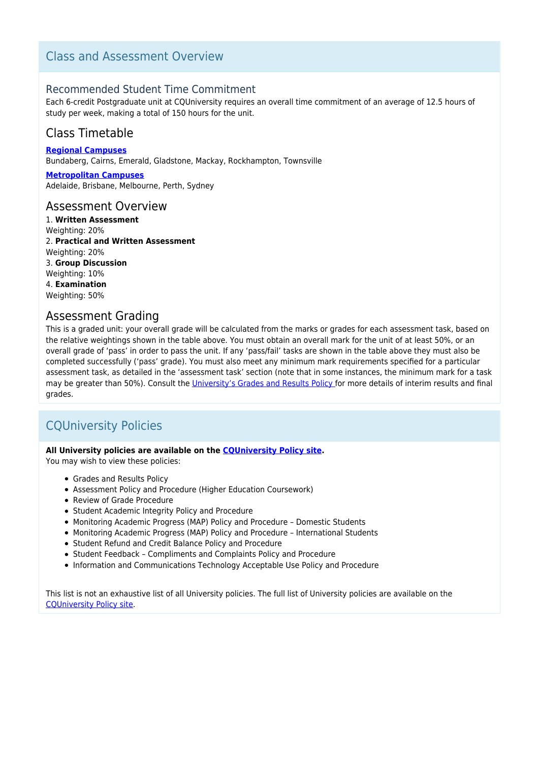## Class and Assessment Overview

### Recommended Student Time Commitment

Each 6-credit Postgraduate unit at CQUniversity requires an overall time commitment of an average of 12.5 hours of study per week, making a total of 150 hours for the unit.

### Class Timetable

**[Regional Campuses](#)**
Bundaberg, Cairns, Emerald, Gladstone, Mackay, Rockhampton, Townsville

**[Metropolitan Campuses](#)**
Adelaide, Brisbane, Melbourne, Perth, Sydney

### Assessment Overview

1. **Written Assessment**
Weighting: 20%
2. **Practical and Written Assessment**
Weighting: 20%
3. **Group Discussion**
Weighting: 10%
4. **Examination**
Weighting: 50%

### Assessment Grading

This is a graded unit: your overall grade will be calculated from the marks or grades for each assessment task, based on the relative weightings shown in the table above. You must obtain an overall mark for the unit of at least 50%, or an overall grade of 'pass' in order to pass the unit. If any 'pass/fail' tasks are shown in the table above they must also be completed successfully ('pass' grade). You must also meet any minimum mark requirements specified for a particular assessment task, as detailed in the 'assessment task' section (note that in some instances, the minimum mark for a task may be greater than 50%). Consult the [University's Grades and Results Policy](#) for more details of interim results and final grades.

## CQUniversity Policies

**All University policies are available on the [CQUniversity Policy site](#).**
You may wish to view these policies:

- Grades and Results Policy
- Assessment Policy and Procedure (Higher Education Coursework)
- Review of Grade Procedure
- Student Academic Integrity Policy and Procedure
- Monitoring Academic Progress (MAP) Policy and Procedure – Domestic Students
- Monitoring Academic Progress (MAP) Policy and Procedure – International Students
- Student Refund and Credit Balance Policy and Procedure
- Student Feedback – Compliments and Complaints Policy and Procedure
- Information and Communications Technology Acceptable Use Policy and Procedure

This list is not an exhaustive list of all University policies. The full list of University policies are available on the [CQUniversity Policy site](#).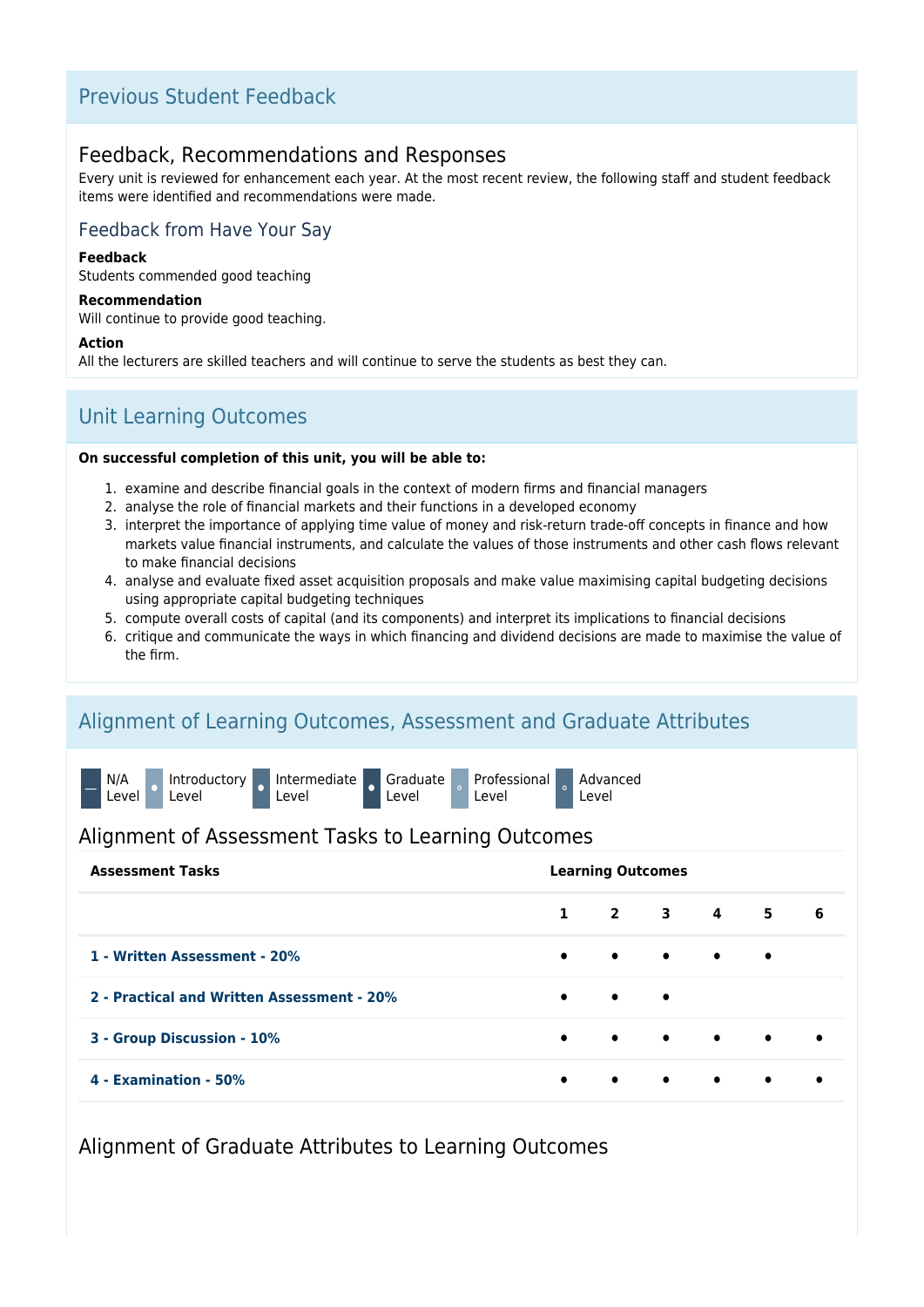## Previous Student Feedback

### Feedback, Recommendations and Responses

Every unit is reviewed for enhancement each year. At the most recent review, the following staff and student feedback items were identified and recommendations were made.

#### Feedback from Have Your Say

**Feedback**

Students commended good teaching

**Recommendation**

Will continue to provide good teaching.

**Action**

All the lecturers are skilled teachers and will continue to serve the students as best they can.

## Unit Learning Outcomes

**On successful completion of this unit, you will be able to:**

1. examine and describe financial goals in the context of modern firms and financial managers
2. analyse the role of financial markets and their functions in a developed economy
3. interpret the importance of applying time value of money and risk-return trade-off concepts in finance and how markets value financial instruments, and calculate the values of those instruments and other cash flows relevant to make financial decisions
4. analyse and evaluate fixed asset acquisition proposals and make value maximising capital budgeting decisions using appropriate capital budgeting techniques
5. compute overall costs of capital (and its components) and interpret its implications to financial decisions
6. critique and communicate the ways in which financing and dividend decisions are made to maximise the value of the firm.

## Alignment of Learning Outcomes, Assessment and Graduate Attributes

— N/A Level • Introductory Level • Intermediate Level • Graduate Level ◦ Professional Level ◦ Advanced Level

### Alignment of Assessment Tasks to Learning Outcomes

| Assessment Tasks | Learning Outcomes | | | | | |
|---|---|---|---|---|---|---|
| | 1 | 2 | 3 | 4 | 5 | 6 |
| **1 - Written Assessment - 20%** | • | • | • | • | • | |
| **2 - Practical and Written Assessment - 20%** | • | • | • | | | |
| **3 - Group Discussion - 10%** | • | • | • | • | • | • |
| **4 - Examination - 50%** | • | • | • | • | • | • |

### Alignment of Graduate Attributes to Learning Outcomes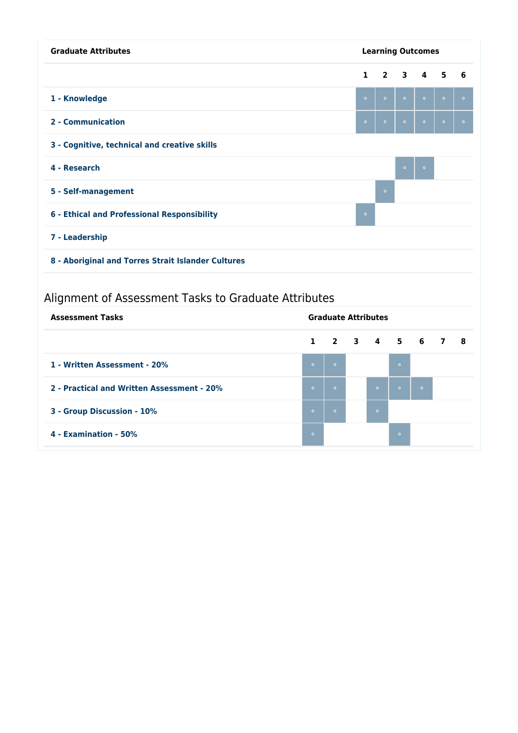| Graduate Attributes | Learning Outcomes | | | | | |
|---|---|---|---|---|---|---|
| | 1 | 2 | 3 | 4 | 5 | 6 |
| 1 - Knowledge | ◦ | ◦ | ◦ | ◦ | ◦ | ◦ |
| 2 - Communication | ◦ | ◦ | ◦ | ◦ | ◦ | ◦ |
| 3 - Cognitive, technical and creative skills | | | | | | |
| 4 - Research | | | ◦ | ◦ | | |
| 5 - Self-management | | ◦ | | | | |
| 6 - Ethical and Professional Responsibility | ◦ | | | | | |
| 7 - Leadership | | | | | | |
| 8 - Aboriginal and Torres Strait Islander Cultures | | | | | | |

## Alignment of Assessment Tasks to Graduate Attributes

| Assessment Tasks | Graduate Attributes | | | | | | | |
|---|---|---|---|---|---|---|---|---|
| | 1 | 2 | 3 | 4 | 5 | 6 | 7 | 8 |
| 1 - Written Assessment - 20% | ◦ | ◦ | | | ◦ | | | |
| 2 - Practical and Written Assessment - 20% | ◦ | ◦ | | ◦ | ◦ | ◦ | | |
| 3 - Group Discussion - 10% | ◦ | ◦ | | ◦ | | | | |
| 4 - Examination - 50% | ◦ | | | | ◦ | | | |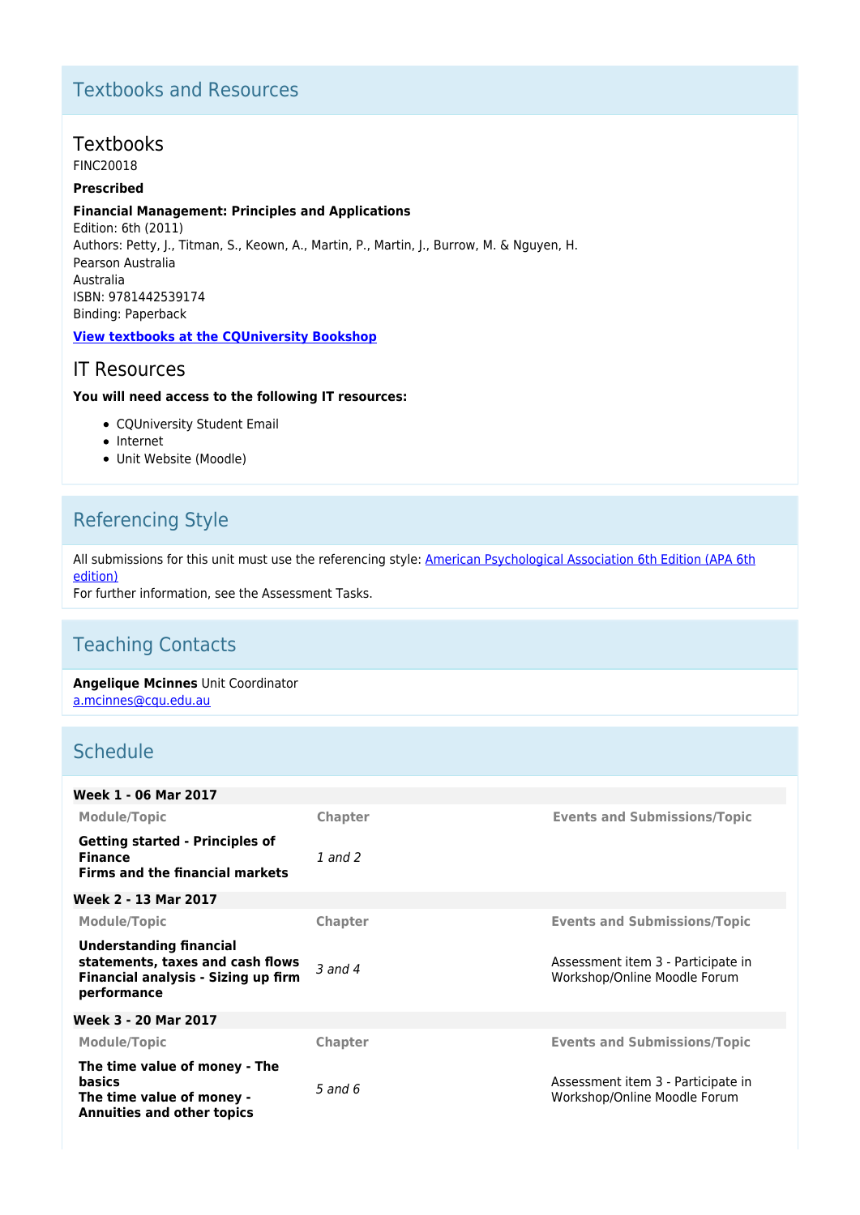## Textbooks and Resources

### Textbooks

FINC20018

**Prescribed**

**Financial Management: Principles and Applications**
Edition: 6th (2011)
Authors: Petty, J., Titman, S., Keown, A., Martin, P., Martin, J., Burrow, M. & Nguyen, H.
Pearson Australia
Australia
ISBN: 9781442539174
Binding: Paperback

**View textbooks at the CQUniversity Bookshop**

### IT Resources

**You will need access to the following IT resources:**

- CQUniversity Student Email
- Internet
- Unit Website (Moodle)

## Referencing Style

All submissions for this unit must use the referencing style: American Psychological Association 6th Edition (APA 6th edition)
For further information, see the Assessment Tasks.

## Teaching Contacts

**Angelique Mcinnes** Unit Coordinator
a.mcinnes@cqu.edu.au

## Schedule

**Week 1 - 06 Mar 2017**

| Module/Topic | Chapter | Events and Submissions/Topic |
|---|---|---|
| **Getting started - Principles of Finance**<br>**Firms and the financial markets** | *1 and 2* | |

**Week 2 - 13 Mar 2017**

| Module/Topic | Chapter | Events and Submissions/Topic |
|---|---|---|
| **Understanding financial statements, taxes and cash flows**<br>**Financial analysis - Sizing up firm performance** | *3 and 4* | Assessment item 3 - Participate in Workshop/Online Moodle Forum |

**Week 3 - 20 Mar 2017**

| Module/Topic | Chapter | Events and Submissions/Topic |
|---|---|---|
| **The time value of money - The basics**<br>**The time value of money - Annuities and other topics** | *5 and 6* | Assessment item 3 - Participate in Workshop/Online Moodle Forum |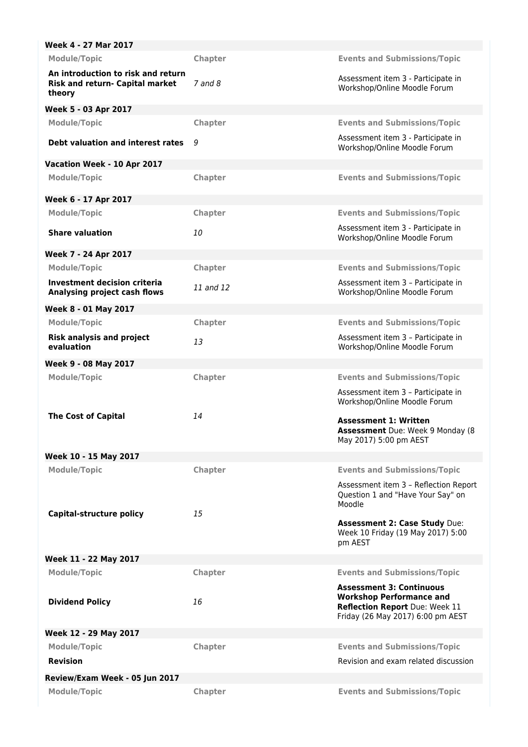**Week 4 - 27 Mar 2017**

| Module/Topic | Chapter | Events and Submissions/Topic |
|---|---|---|
| **An introduction to risk and return**<br>**Risk and return- Capital market theory** | *7 and 8* | Assessment item 3 - Participate in Workshop/Online Moodle Forum |

**Week 5 - 03 Apr 2017**

| Module/Topic | Chapter | Events and Submissions/Topic |
|---|---|---|
| **Debt valuation and interest rates** | *9* | Assessment item 3 - Participate in Workshop/Online Moodle Forum |

**Vacation Week - 10 Apr 2017**

| Module/Topic | Chapter | Events and Submissions/Topic |
|---|---|---|

**Week 6 - 17 Apr 2017**

| Module/Topic | Chapter | Events and Submissions/Topic |
|---|---|---|
| **Share valuation** | *10* | Assessment item 3 - Participate in Workshop/Online Moodle Forum |

**Week 7 - 24 Apr 2017**

| Module/Topic | Chapter | Events and Submissions/Topic |
|---|---|---|
| **Investment decision criteria**<br>**Analysing project cash flows** | *11 and 12* | Assessment item 3 – Participate in Workshop/Online Moodle Forum |

**Week 8 - 01 May 2017**

| Module/Topic | Chapter | Events and Submissions/Topic |
|---|---|---|
| **Risk analysis and project evaluation** | *13* | Assessment item 3 – Participate in Workshop/Online Moodle Forum |

**Week 9 - 08 May 2017**

| Module/Topic | Chapter | Events and Submissions/Topic |
|---|---|---|
| **The Cost of Capital** | *14* | Assessment item 3 – Participate in Workshop/Online Moodle Forum<br><br>**Assessment 1: Written Assessment** Due: Week 9 Monday (8 May 2017) 5:00 pm AEST |

**Week 10 - 15 May 2017**

| Module/Topic | Chapter | Events and Submissions/Topic |
|---|---|---|
| **Capital-structure policy** | *15* | Assessment item 3 – Reflection Report Question 1 and "Have Your Say" on Moodle<br><br>**Assessment 2: Case Study** Due: Week 10 Friday (19 May 2017) 5:00 pm AEST |

**Week 11 - 22 May 2017**

| Module/Topic | Chapter | Events and Submissions/Topic |
|---|---|---|
| **Dividend Policy** | *16* | **Assessment 3: Continuous Workshop Performance and Reflection Report** Due: Week 11 Friday (26 May 2017) 6:00 pm AEST |

**Week 12 - 29 May 2017**

| Module/Topic | Chapter | Events and Submissions/Topic |
|---|---|---|
| **Revision** | | Revision and exam related discussion |

**Review/Exam Week - 05 Jun 2017**

| Module/Topic | Chapter | Events and Submissions/Topic |
|---|---|---|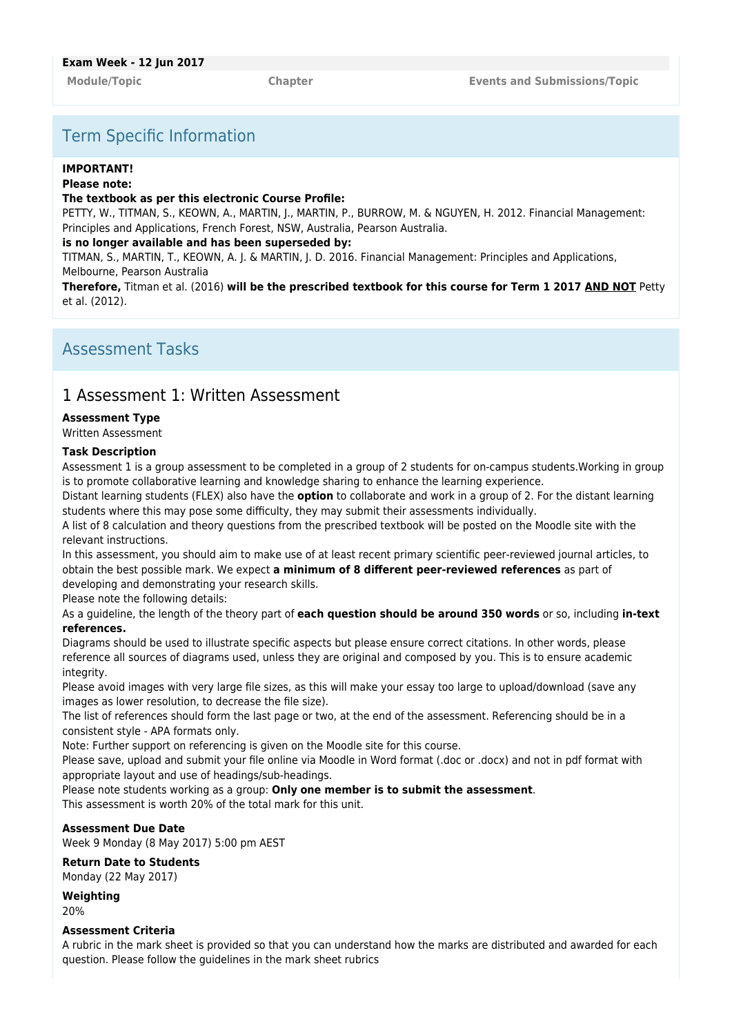**Exam Week - 12 Jun 2017**

| Module/Topic | Chapter | Events and Submissions/Topic |
| --- | --- | --- |

## Term Specific Information

**IMPORTANT!**
**Please note:**
**The textbook as per this electronic Course Profile:**
PETTY, W., TITMAN, S., KEOWN, A., MARTIN, J., MARTIN, P., BURROW, M. & NGUYEN, H. 2012. Financial Management: Principles and Applications, French Forest, NSW, Australia, Pearson Australia.
**is no longer available and has been superseded by:**
TITMAN, S., MARTIN, T., KEOWN, A. J. & MARTIN, J. D. 2016. Financial Management: Principles and Applications, Melbourne, Pearson Australia
**Therefore,** Titman et al. (2016) **will be the prescribed textbook for this course for Term 1 2017 AND NOT** Petty et al. (2012).

## Assessment Tasks

### 1 Assessment 1: Written Assessment

**Assessment Type**
Written Assessment

**Task Description**
Assessment 1 is a group assessment to be completed in a group of 2 students for on-campus students.Working in group is to promote collaborative learning and knowledge sharing to enhance the learning experience.
Distant learning students (FLEX) also have the **option** to collaborate and work in a group of 2. For the distant learning students where this may pose some difficulty, they may submit their assessments individually.
A list of 8 calculation and theory questions from the prescribed textbook will be posted on the Moodle site with the relevant instructions.
In this assessment, you should aim to make use of at least recent primary scientific peer-reviewed journal articles, to obtain the best possible mark. We expect **a minimum of 8 different peer-reviewed references** as part of developing and demonstrating your research skills.
Please note the following details:
As a guideline, the length of the theory part of **each question should be around 350 words** or so, including **in-text references.**
Diagrams should be used to illustrate specific aspects but please ensure correct citations. In other words, please reference all sources of diagrams used, unless they are original and composed by you. This is to ensure academic integrity.
Please avoid images with very large file sizes, as this will make your essay too large to upload/download (save any images as lower resolution, to decrease the file size).
The list of references should form the last page or two, at the end of the assessment. Referencing should be in a consistent style - APA formats only.
Note: Further support on referencing is given on the Moodle site for this course.
Please save, upload and submit your file online via Moodle in Word format (.doc or .docx) and not in pdf format with appropriate layout and use of headings/sub-headings.
Please note students working as a group: **Only one member is to submit the assessment**.
This assessment is worth 20% of the total mark for this unit.

**Assessment Due Date**
Week 9 Monday (8 May 2017) 5:00 pm AEST

**Return Date to Students**
Monday (22 May 2017)

**Weighting**
20%

**Assessment Criteria**
A rubric in the mark sheet is provided so that you can understand how the marks are distributed and awarded for each question. Please follow the guidelines in the mark sheet rubrics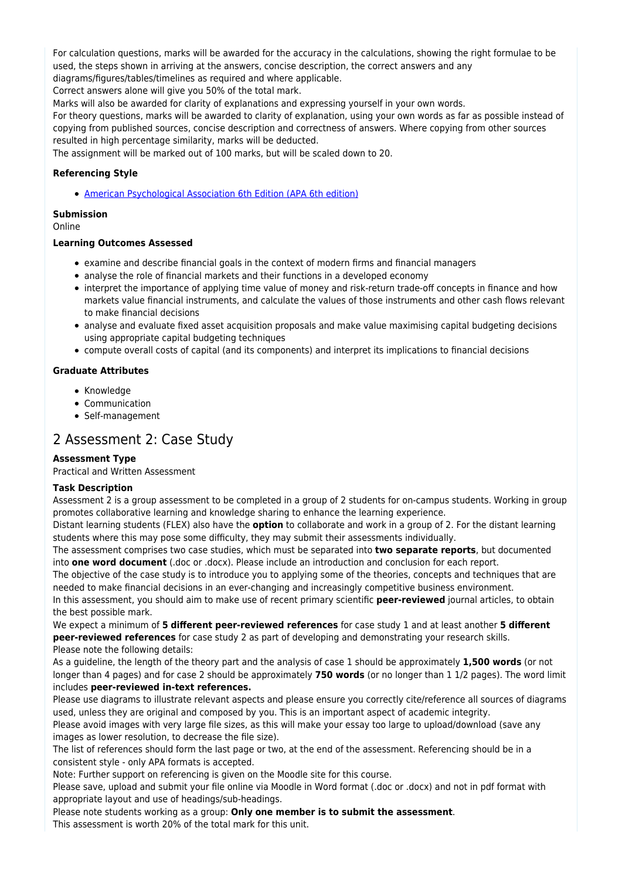For calculation questions, marks will be awarded for the accuracy in the calculations, showing the right formulae to be used, the steps shown in arriving at the answers, concise description, the correct answers and any diagrams/figures/tables/timelines as required and where applicable.
Correct answers alone will give you 50% of the total mark.
Marks will also be awarded for clarity of explanations and expressing yourself in your own words.
For theory questions, marks will be awarded to clarity of explanation, using your own words as far as possible instead of copying from published sources, concise description and correctness of answers. Where copying from other sources resulted in high percentage similarity, marks will be deducted.
The assignment will be marked out of 100 marks, but will be scaled down to 20.

**Referencing Style**

- American Psychological Association 6th Edition (APA 6th edition)

**Submission**
Online

**Learning Outcomes Assessed**

- examine and describe financial goals in the context of modern firms and financial managers
- analyse the role of financial markets and their functions in a developed economy
- interpret the importance of applying time value of money and risk-return trade-off concepts in finance and how markets value financial instruments, and calculate the values of those instruments and other cash flows relevant to make financial decisions
- analyse and evaluate fixed asset acquisition proposals and make value maximising capital budgeting decisions using appropriate capital budgeting techniques
- compute overall costs of capital (and its components) and interpret its implications to financial decisions

**Graduate Attributes**

- Knowledge
- Communication
- Self-management

## 2 Assessment 2: Case Study

**Assessment Type**
Practical and Written Assessment

**Task Description**
Assessment 2 is a group assessment to be completed in a group of 2 students for on-campus students. Working in group promotes collaborative learning and knowledge sharing to enhance the learning experience.
Distant learning students (FLEX) also have the **option** to collaborate and work in a group of 2. For the distant learning students where this may pose some difficulty, they may submit their assessments individually.
The assessment comprises two case studies, which must be separated into **two separate reports**, but documented into **one word document** (.doc or .docx). Please include an introduction and conclusion for each report.
The objective of the case study is to introduce you to applying some of the theories, concepts and techniques that are needed to make financial decisions in an ever-changing and increasingly competitive business environment.
In this assessment, you should aim to make use of recent primary scientific **peer-reviewed** journal articles, to obtain the best possible mark.
We expect a minimum of **5 different peer-reviewed references** for case study 1 and at least another **5 different peer-reviewed references** for case study 2 as part of developing and demonstrating your research skills.
Please note the following details:
As a guideline, the length of the theory part and the analysis of case 1 should be approximately **1,500 words** (or not longer than 4 pages) and for case 2 should be approximately **750 words** (or no longer than 1 1/2 pages). The word limit includes **peer-reviewed in-text references.**
Please use diagrams to illustrate relevant aspects and please ensure you correctly cite/reference all sources of diagrams used, unless they are original and composed by you. This is an important aspect of academic integrity.
Please avoid images with very large file sizes, as this will make your essay too large to upload/download (save any images as lower resolution, to decrease the file size).
The list of references should form the last page or two, at the end of the assessment. Referencing should be in a consistent style - only APA formats is accepted.
Note: Further support on referencing is given on the Moodle site for this course.
Please save, upload and submit your file online via Moodle in Word format (.doc or .docx) and not in pdf format with appropriate layout and use of headings/sub-headings.
Please note students working as a group: **Only one member is to submit the assessment**.
This assessment is worth 20% of the total mark for this unit.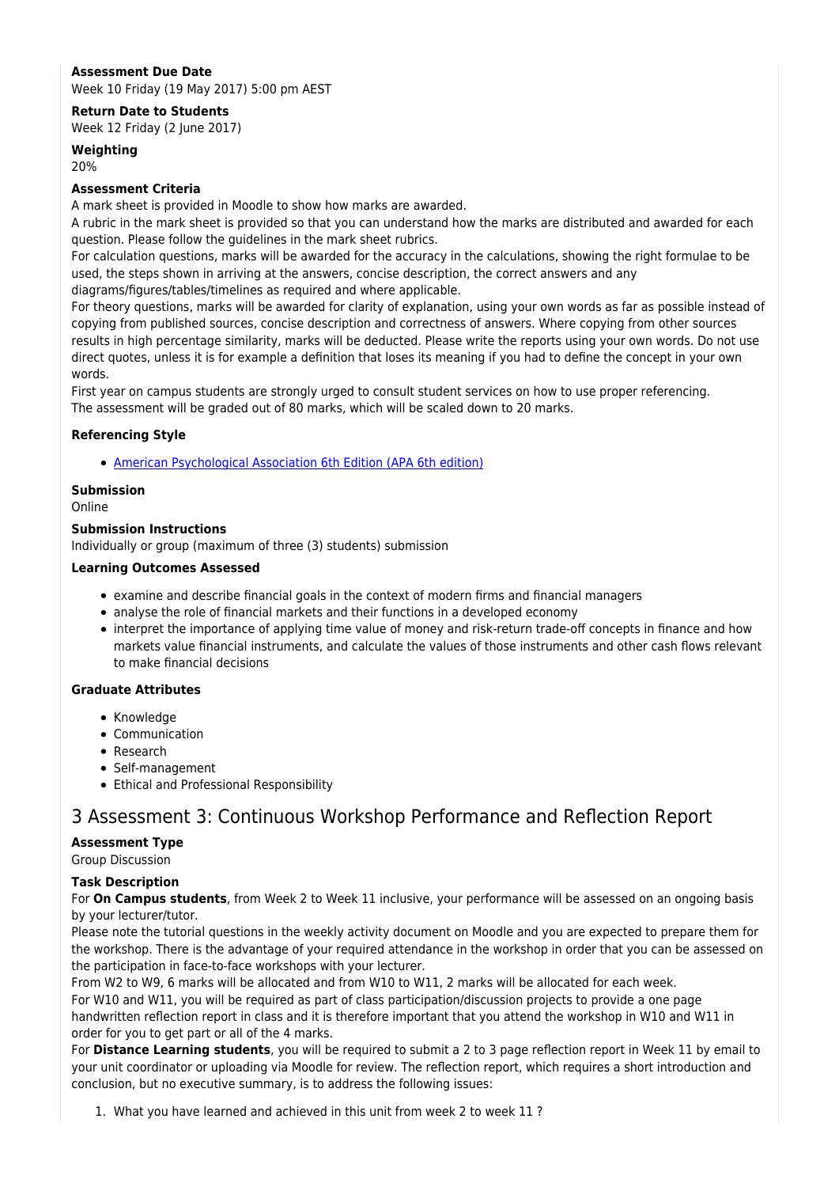**Assessment Due Date**
Week 10 Friday (19 May 2017) 5:00 pm AEST

**Return Date to Students**
Week 12 Friday (2 June 2017)

**Weighting**
20%

**Assessment Criteria**
A mark sheet is provided in Moodle to show how marks are awarded.
A rubric in the mark sheet is provided so that you can understand how the marks are distributed and awarded for each question. Please follow the guidelines in the mark sheet rubrics.
For calculation questions, marks will be awarded for the accuracy in the calculations, showing the right formulae to be used, the steps shown in arriving at the answers, concise description, the correct answers and any diagrams/figures/tables/timelines as required and where applicable.
For theory questions, marks will be awarded for clarity of explanation, using your own words as far as possible instead of copying from published sources, concise description and correctness of answers. Where copying from other sources results in high percentage similarity, marks will be deducted. Please write the reports using your own words. Do not use direct quotes, unless it is for example a definition that loses its meaning if you had to define the concept in your own words.
First year on campus students are strongly urged to consult student services on how to use proper referencing.
The assessment will be graded out of 80 marks, which will be scaled down to 20 marks.

**Referencing Style**

- American Psychological Association 6th Edition (APA 6th edition)

**Submission**
Online

**Submission Instructions**
Individually or group (maximum of three (3) students) submission

**Learning Outcomes Assessed**

- examine and describe financial goals in the context of modern firms and financial managers
- analyse the role of financial markets and their functions in a developed economy
- interpret the importance of applying time value of money and risk-return trade-off concepts in finance and how markets value financial instruments, and calculate the values of those instruments and other cash flows relevant to make financial decisions

**Graduate Attributes**

- Knowledge
- Communication
- Research
- Self-management
- Ethical and Professional Responsibility

# 3 Assessment 3: Continuous Workshop Performance and Reflection Report

**Assessment Type**
Group Discussion

**Task Description**
For **On Campus students**, from Week 2 to Week 11 inclusive, your performance will be assessed on an ongoing basis by your lecturer/tutor.
Please note the tutorial questions in the weekly activity document on Moodle and you are expected to prepare them for the workshop. There is the advantage of your required attendance in the workshop in order that you can be assessed on the participation in face-to-face workshops with your lecturer.
From W2 to W9, 6 marks will be allocated and from W10 to W11, 2 marks will be allocated for each week.
For W10 and W11, you will be required as part of class participation/discussion projects to provide a one page handwritten reflection report in class and it is therefore important that you attend the workshop in W10 and W11 in order for you to get part or all of the 4 marks.
For **Distance Learning students**, you will be required to submit a 2 to 3 page reflection report in Week 11 by email to your unit coordinator or uploading via Moodle for review. The reflection report, which requires a short introduction and conclusion, but no executive summary, is to address the following issues:

1. What you have learned and achieved in this unit from week 2 to week 11 ?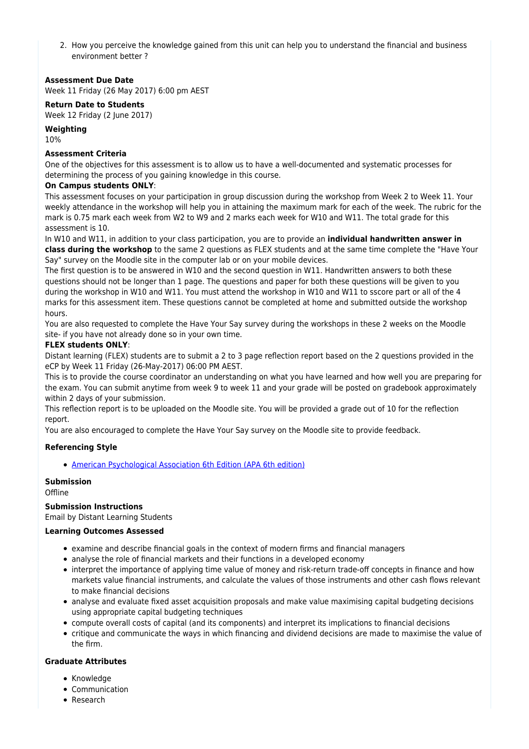2. How you perceive the knowledge gained from this unit can help you to understand the financial and business environment better ?

**Assessment Due Date**

Week 11 Friday (26 May 2017) 6:00 pm AEST

**Return Date to Students**

Week 12 Friday (2 June 2017)

**Weighting**

10%

**Assessment Criteria**

One of the objectives for this assessment is to allow us to have a well-documented and systematic processes for determining the process of you gaining knowledge in this course.

**On Campus students ONLY**:

This assessment focuses on your participation in group discussion during the workshop from Week 2 to Week 11. Your weekly attendance in the workshop will help you in attaining the maximum mark for each of the week. The rubric for the mark is 0.75 mark each week from W2 to W9 and 2 marks each week for W10 and W11. The total grade for this assessment is 10.

In W10 and W11, in addition to your class participation, you are to provide an **individual handwritten answer in class during the workshop** to the same 2 questions as FLEX students and at the same time complete the "Have Your Say" survey on the Moodle site in the computer lab or on your mobile devices.

The first question is to be answered in W10 and the second question in W11. Handwritten answers to both these questions should not be longer than 1 page. The questions and paper for both these questions will be given to you during the workshop in W10 and W11. You must attend the workshop in W10 and W11 to sscore part or all of the 4 marks for this assessment item. These questions cannot be completed at home and submitted outside the workshop hours.

You are also requested to complete the Have Your Say survey during the workshops in these 2 weeks on the Moodle site- if you have not already done so in your own time.

**FLEX students ONLY**:

Distant learning (FLEX) students are to submit a 2 to 3 page reflection report based on the 2 questions provided in the eCP by Week 11 Friday (26-May-2017) 06:00 PM AEST.

This is to provide the course coordinator an understanding on what you have learned and how well you are preparing for the exam. You can submit anytime from week 9 to week 11 and your grade will be posted on gradebook approximately within 2 days of your submission.

This reflection report is to be uploaded on the Moodle site. You will be provided a grade out of 10 for the reflection report.

You are also encouraged to complete the Have Your Say survey on the Moodle site to provide feedback.

**Referencing Style**

- American Psychological Association 6th Edition (APA 6th edition)

**Submission**

Offline

**Submission Instructions**

Email by Distant Learning Students

**Learning Outcomes Assessed**

- examine and describe financial goals in the context of modern firms and financial managers
- analyse the role of financial markets and their functions in a developed economy
- interpret the importance of applying time value of money and risk-return trade-off concepts in finance and how markets value financial instruments, and calculate the values of those instruments and other cash flows relevant to make financial decisions
- analyse and evaluate fixed asset acquisition proposals and make value maximising capital budgeting decisions using appropriate capital budgeting techniques
- compute overall costs of capital (and its components) and interpret its implications to financial decisions
- critique and communicate the ways in which financing and dividend decisions are made to maximise the value of the firm.

**Graduate Attributes**

- Knowledge
- Communication
- Research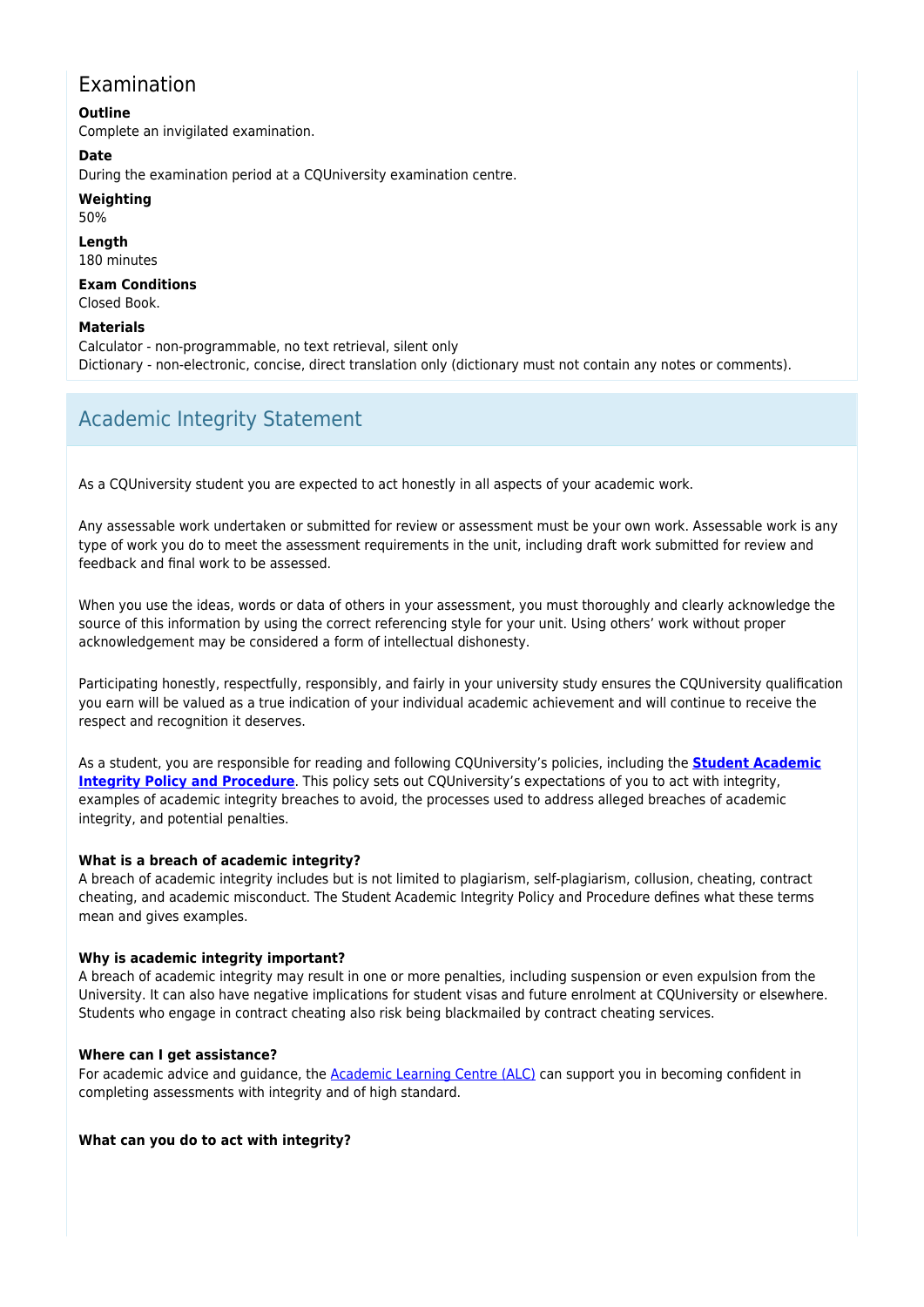## Examination

**Outline**
Complete an invigilated examination.

**Date**
During the examination period at a CQUniversity examination centre.

**Weighting**
50%

**Length**
180 minutes

**Exam Conditions**
Closed Book.

**Materials**
Calculator - non-programmable, no text retrieval, silent only
Dictionary - non-electronic, concise, direct translation only (dictionary must not contain any notes or comments).

## Academic Integrity Statement

As a CQUniversity student you are expected to act honestly in all aspects of your academic work.

Any assessable work undertaken or submitted for review or assessment must be your own work. Assessable work is any type of work you do to meet the assessment requirements in the unit, including draft work submitted for review and feedback and final work to be assessed.

When you use the ideas, words or data of others in your assessment, you must thoroughly and clearly acknowledge the source of this information by using the correct referencing style for your unit. Using others' work without proper acknowledgement may be considered a form of intellectual dishonesty.

Participating honestly, respectfully, responsibly, and fairly in your university study ensures the CQUniversity qualification you earn will be valued as a true indication of your individual academic achievement and will continue to receive the respect and recognition it deserves.

As a student, you are responsible for reading and following CQUniversity's policies, including the **Student Academic Integrity Policy and Procedure**. This policy sets out CQUniversity's expectations of you to act with integrity, examples of academic integrity breaches to avoid, the processes used to address alleged breaches of academic integrity, and potential penalties.

**What is a breach of academic integrity?**
A breach of academic integrity includes but is not limited to plagiarism, self-plagiarism, collusion, cheating, contract cheating, and academic misconduct. The Student Academic Integrity Policy and Procedure defines what these terms mean and gives examples.

**Why is academic integrity important?**
A breach of academic integrity may result in one or more penalties, including suspension or even expulsion from the University. It can also have negative implications for student visas and future enrolment at CQUniversity or elsewhere. Students who engage in contract cheating also risk being blackmailed by contract cheating services.

**Where can I get assistance?**
For academic advice and guidance, the Academic Learning Centre (ALC) can support you in becoming confident in completing assessments with integrity and of high standard.

**What can you do to act with integrity?**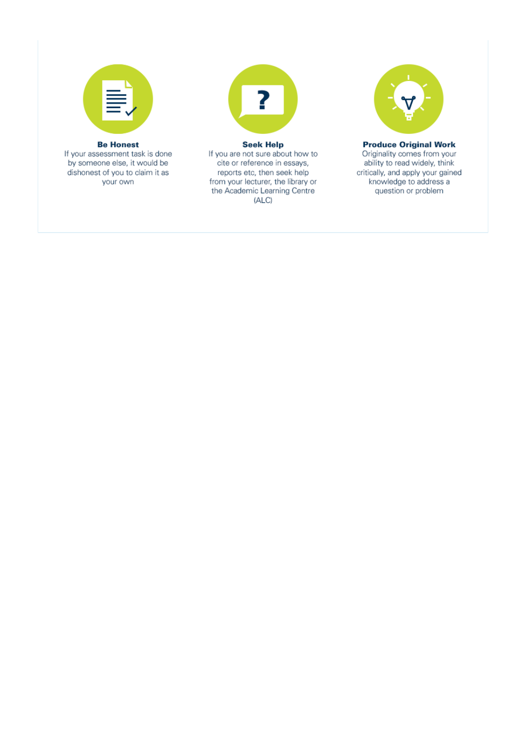**Be Honest**
If your assessment task is done by someone else, it would be dishonest of you to claim it as your own

**Seek Help**
If you are not sure about how to cite or reference in essays, reports etc, then seek help from your lecturer, the library or the Academic Learning Centre (ALC)

**Produce Original Work**
Originality comes from your ability to read widely, think critically, and apply your gained knowledge to address a question or problem